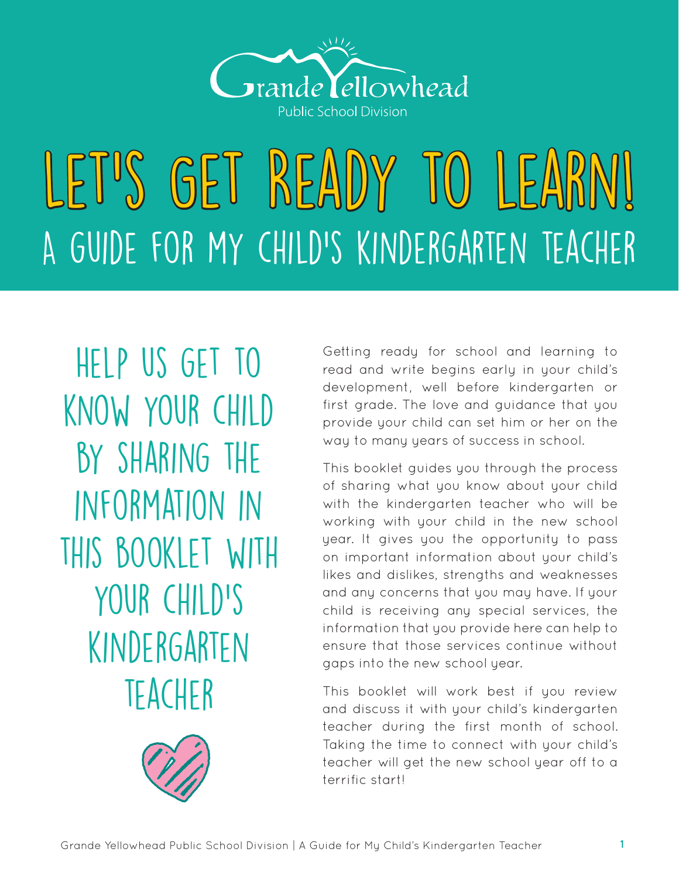Grande Yellowhead Public School Division

# LET'S GET READY TO LEARN!

## A GUIDE FOR MY CHILD'S KINDERGARTEN TEACHER

### HELP US GET TO KNOW YOUR CHILD BY SHARING THE INFORMATION IN THIS BOOKLET WITH YOUR CHILD'S KINDERGARTEN TEACHER

Getting ready for school and learning to read and write begins early in your child's development, well before kindergarten or first grade. The love and guidance that you provide your child can set him or her on the way to many years of success in school.

This booklet guides you through the process of sharing what you know about your child with the kindergarten teacher who will be working with your child in the new school year. It gives you the opportunity to pass on important information about your child's likes and dislikes, strengths and weaknesses and any concerns that you may have. If your child is receiving any special services, the information that you provide here can help to ensure that those services continue without gaps into the new school year.

This booklet will work best if you review and discuss it with your child's kindergarten teacher during the first month of school. Taking the time to connect with your child's teacher will get the new school year off to a terrific start!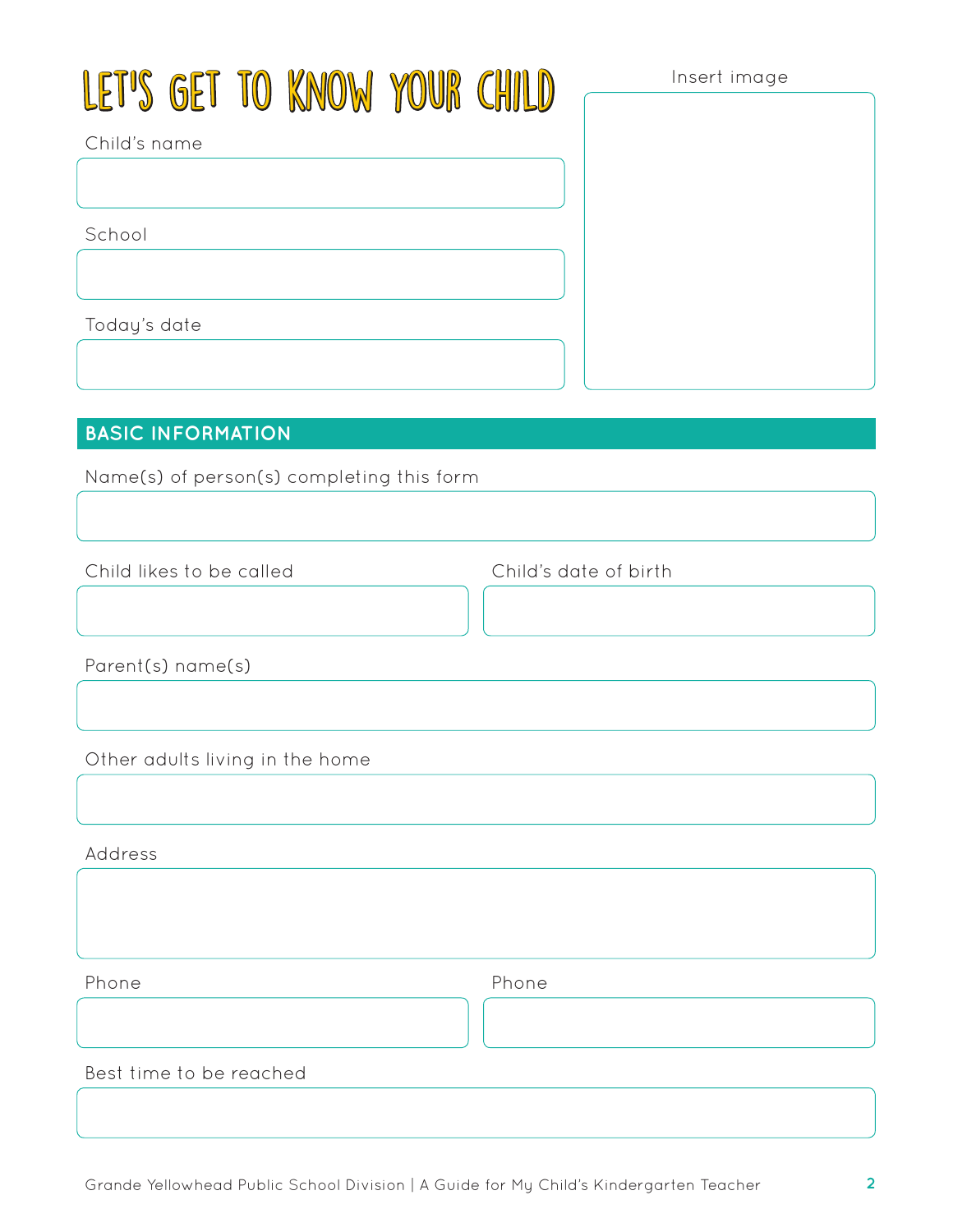# LET'S GET TO KNOW YOUR CHILD

Child's name

School

Today's date

Insert image

## BASIC INFORMATION

Name(s) of person(s) completing this form

Child likes to be called

Child's date of birth

Parent(s) name(s)

Other adults living in the home

Address

Phone

Phone

Best time to be reached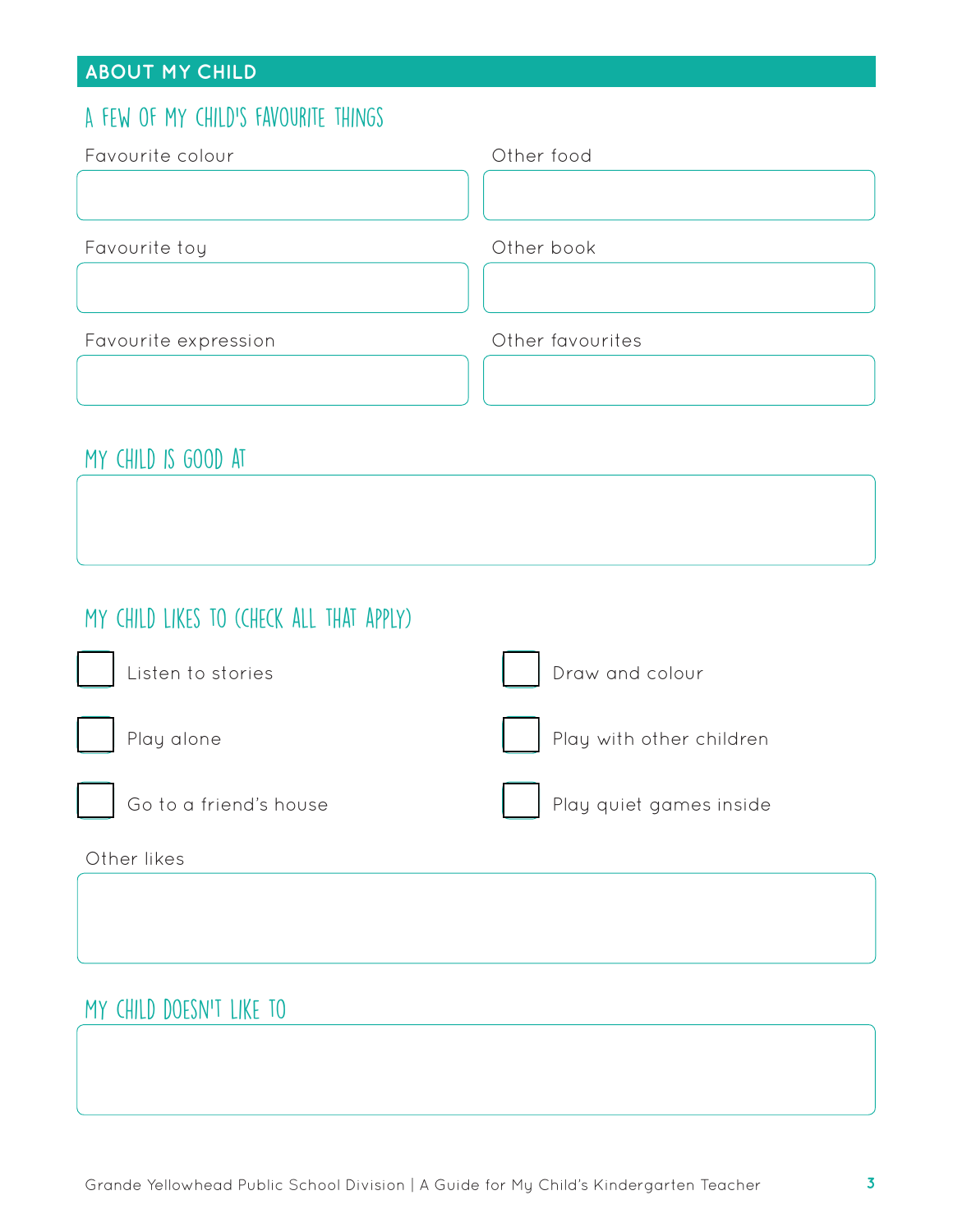## ABOUT MY CHILD

### A FEW OF MY CHILD'S FAVOURITE THINGS

Favourite colour

Other food

Favourite toy

Other book

Favourite expression

Other favourites

### MY CHILD IS GOOD AT

### MY CHILD LIKES TO (CHECK ALL THAT APPLY)

- [ ] Listen to stories
- [ ] Draw and colour
- [ ] Play alone
- [ ] Play with other children
- [ ] Go to a friend's house
- [ ] Play quiet games inside

Other likes

### MY CHILD DOESN'T LIKE TO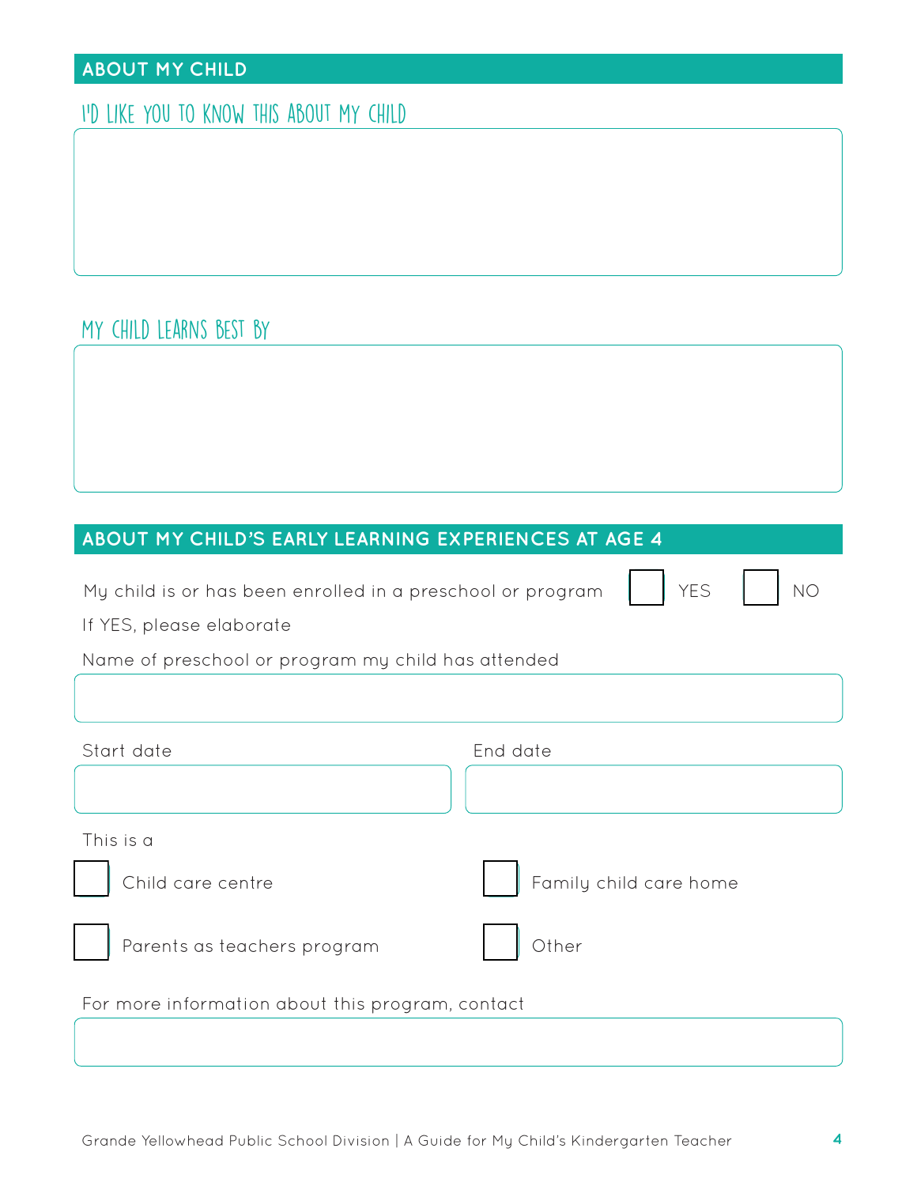## ABOUT MY CHILD

### I'D LIKE YOU TO KNOW THIS ABOUT MY CHILD

### MY CHILD LEARNS BEST BY

## ABOUT MY CHILD'S EARLY LEARNING EXPERIENCES AT AGE 4

My child is or has been enrolled in a preschool or program ☐ YES ☐ NO

If YES, please elaborate

Name of preschool or program my child has attended

Start date

End date

This is a

☐ Child care centre

☐ Family child care home

☐ Parents as teachers program

☐ Other

For more information about this program, contact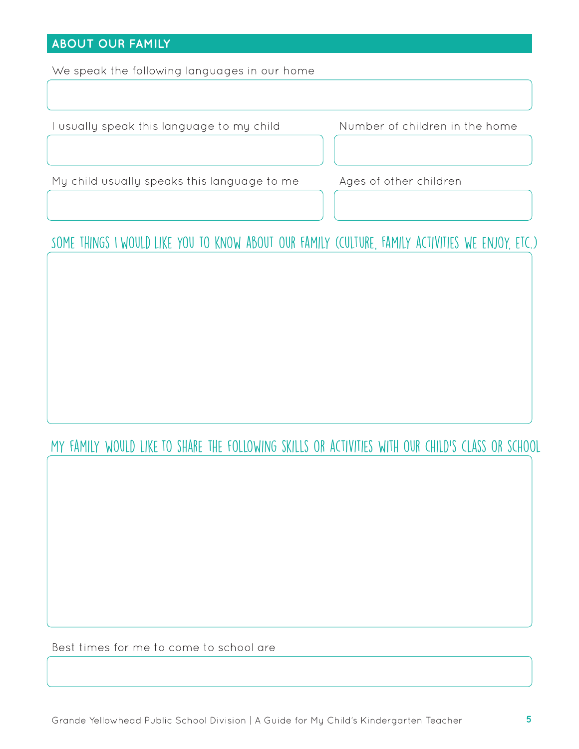## ABOUT OUR FAMILY

We speak the following languages in our home

I usually speak this language to my child

Number of children in the home

My child usually speaks this language to me

Ages of other children

### SOME THINGS I WOULD LIKE YOU TO KNOW ABOUT OUR FAMILY (CULTURE, FAMILY ACTIVITIES WE ENJOY, ETC.)

### MY FAMILY WOULD LIKE TO SHARE THE FOLLOWING SKILLS OR ACTIVITIES WITH OUR CHILD'S CLASS OR SCHOOL

Best times for me to come to school are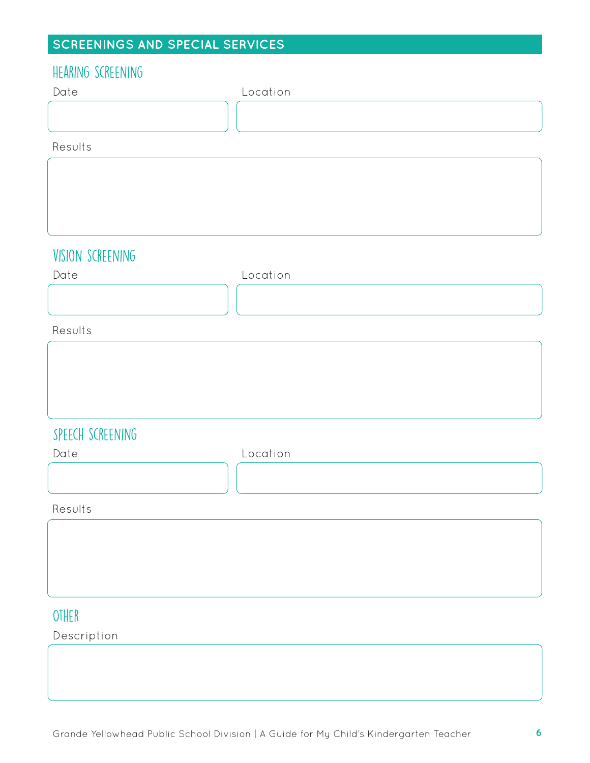## SCREENINGS AND SPECIAL SERVICES

### HEARING SCREENING

Date

Location

Results

### VISION SCREENING

Date

Location

Results

### SPEECH SCREENING

Date

Location

Results

### OTHER

Description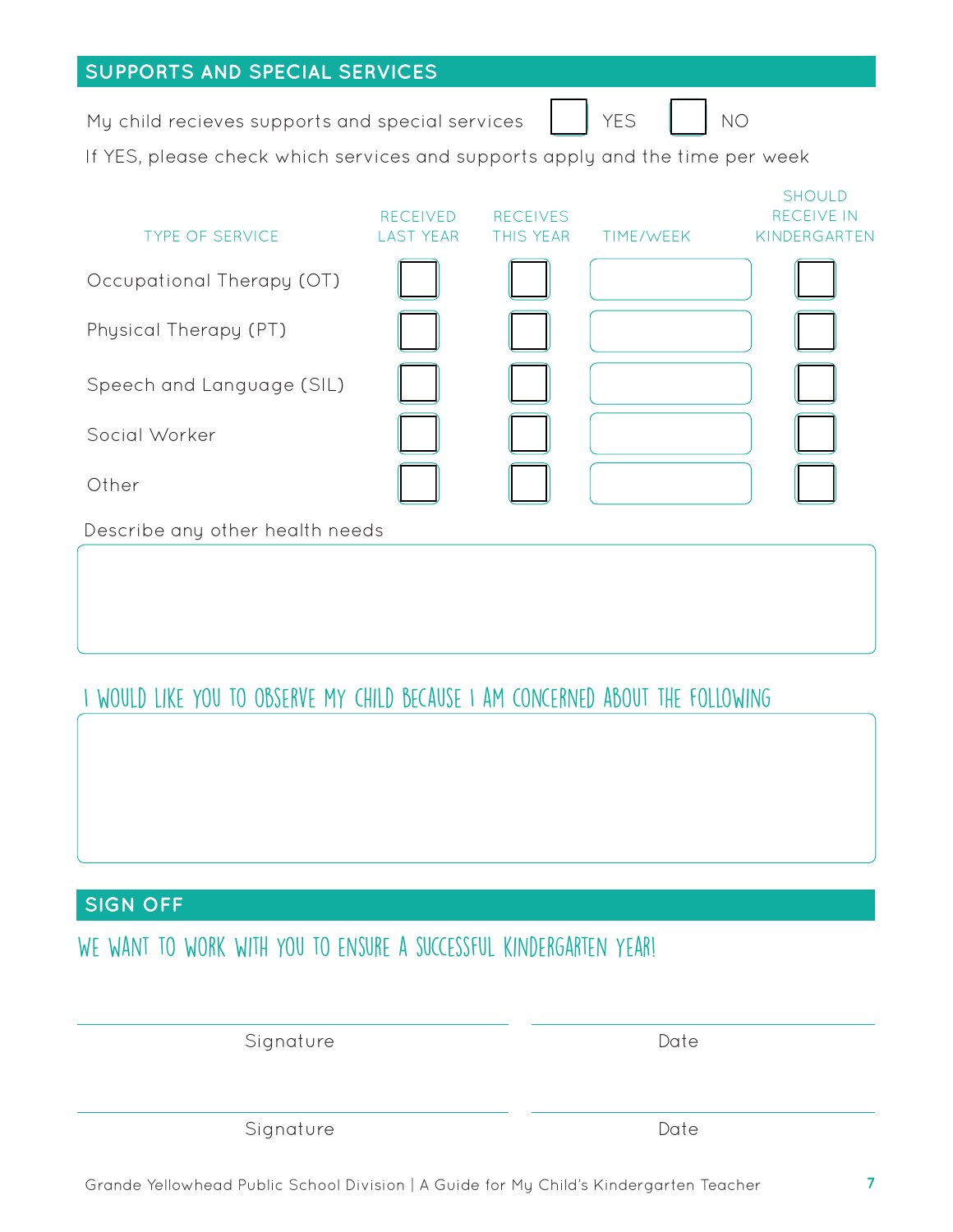## SUPPORTS AND SPECIAL SERVICES

My child recieves supports and special services ☐ YES ☐ NO

If YES, please check which services and supports apply and the time per week

| TYPE OF SERVICE | RECEIVED LAST YEAR | RECEIVES THIS YEAR | TIME/WEEK | SHOULD RECEIVE IN KINDERGARTEN |
|---|---|---|---|---|
| Occupational Therapy (OT) | ☐ | ☐ | | ☐ |
| Physical Therapy (PT) | ☐ | ☐ | | ☐ |
| Speech and Language (SIL) | ☐ | ☐ | | ☐ |
| Social Worker | ☐ | ☐ | | ☐ |
| Other | ☐ | ☐ | | ☐ |

Describe any other health needs

### I WOULD LIKE YOU TO OBSERVE MY CHILD BECAUSE I AM CONCERNED ABOUT THE FOLLOWING

## SIGN OFF

### WE WANT TO WORK WITH YOU TO ENSURE A SUCCESSFUL KINDERGARTEN YEAR!

Signature

Date

Signature

Date